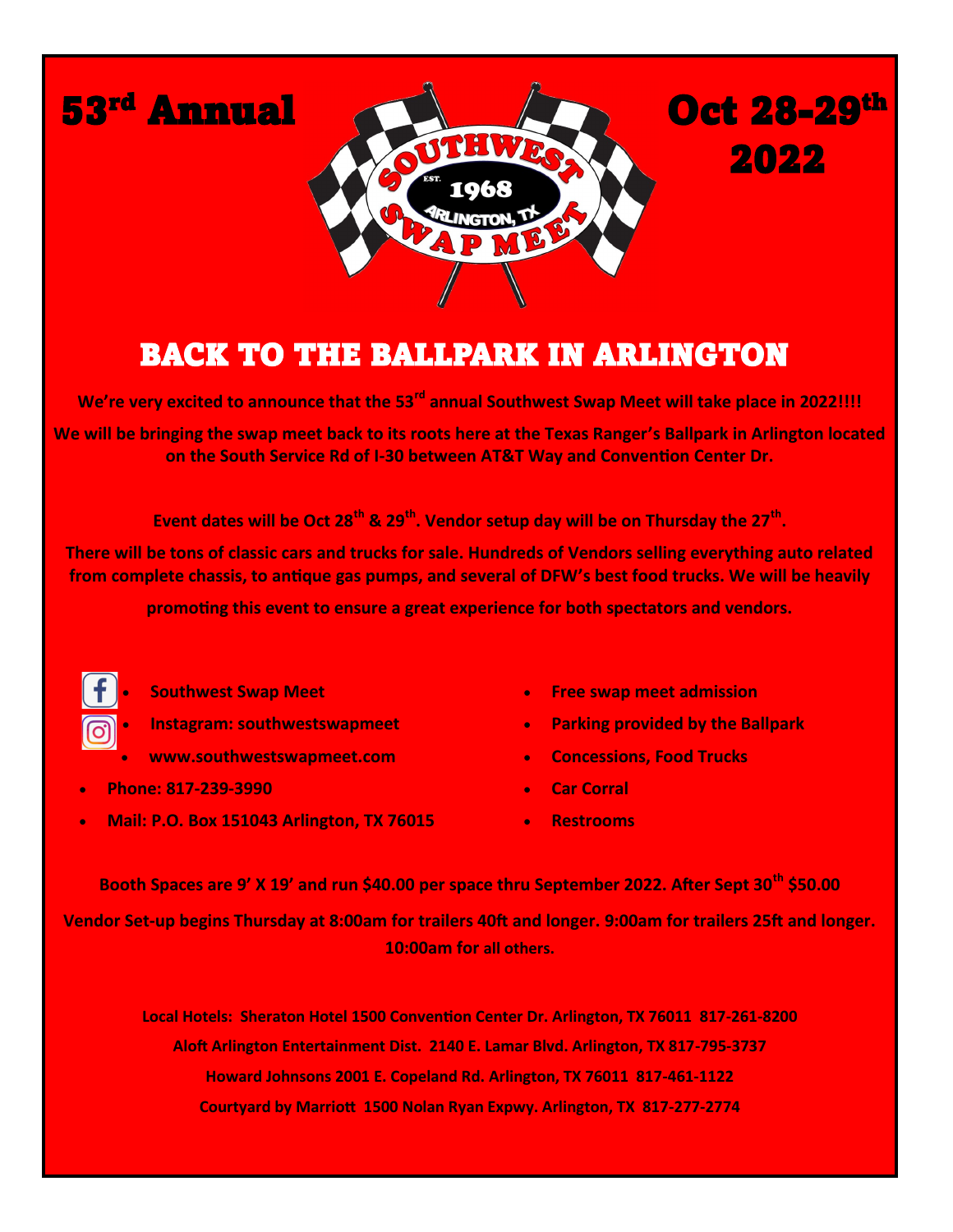# 53rd Annual

# Oct 28-29th 2022

SOUTHWEST SWAP MEET
EST. 1968
ARLINGTON, TX

## BACK TO THE BALLPARK IN ARLINGTON

**We're very excited to announce that the 53rd annual Southwest Swap Meet will take place in 2022!!!!**

**We will be bringing the swap meet back to its roots here at the Texas Ranger's Ballpark in Arlington located on the South Service Rd of I-30 between AT&T Way and Convention Center Dr.**

**Event dates will be Oct 28th & 29th. Vendor setup day will be on Thursday the 27th.**

**There will be tons of classic cars and trucks for sale. Hundreds of Vendors selling everything auto related from complete chassis, to antique gas pumps, and several of DFW's best food trucks. We will be heavily promoting this event to ensure a great experience for both spectators and vendors.**

- **Southwest Swap Meet**
- **Instagram: southwestswapmeet**
- **www.southwestswapmeet.com**
- **Phone: 817-239-3990**
- **Mail: P.O. Box 151043 Arlington, TX 76015**

- **Free swap meet admission**
- **Parking provided by the Ballpark**
- **Concessions, Food Trucks**
- **Car Corral**
- **Restrooms**

**Booth Spaces are 9' X 19' and run $40.00 per space thru September 2022. After Sept 30th $50.00**

**Vendor Set-up begins Thursday at 8:00am for trailers 40ft and longer. 9:00am for trailers 25ft and longer. 10:00am for all others.**

**Local Hotels: Sheraton Hotel 1500 Convention Center Dr. Arlington, TX 76011 817-261-8200**
**Aloft Arlington Entertainment Dist. 2140 E. Lamar Blvd. Arlington, TX 817-795-3737**
**Howard Johnsons 2001 E. Copeland Rd. Arlington, TX 76011 817-461-1122**
**Courtyard by Marriott 1500 Nolan Ryan Expwy. Arlington, TX 817-277-2774**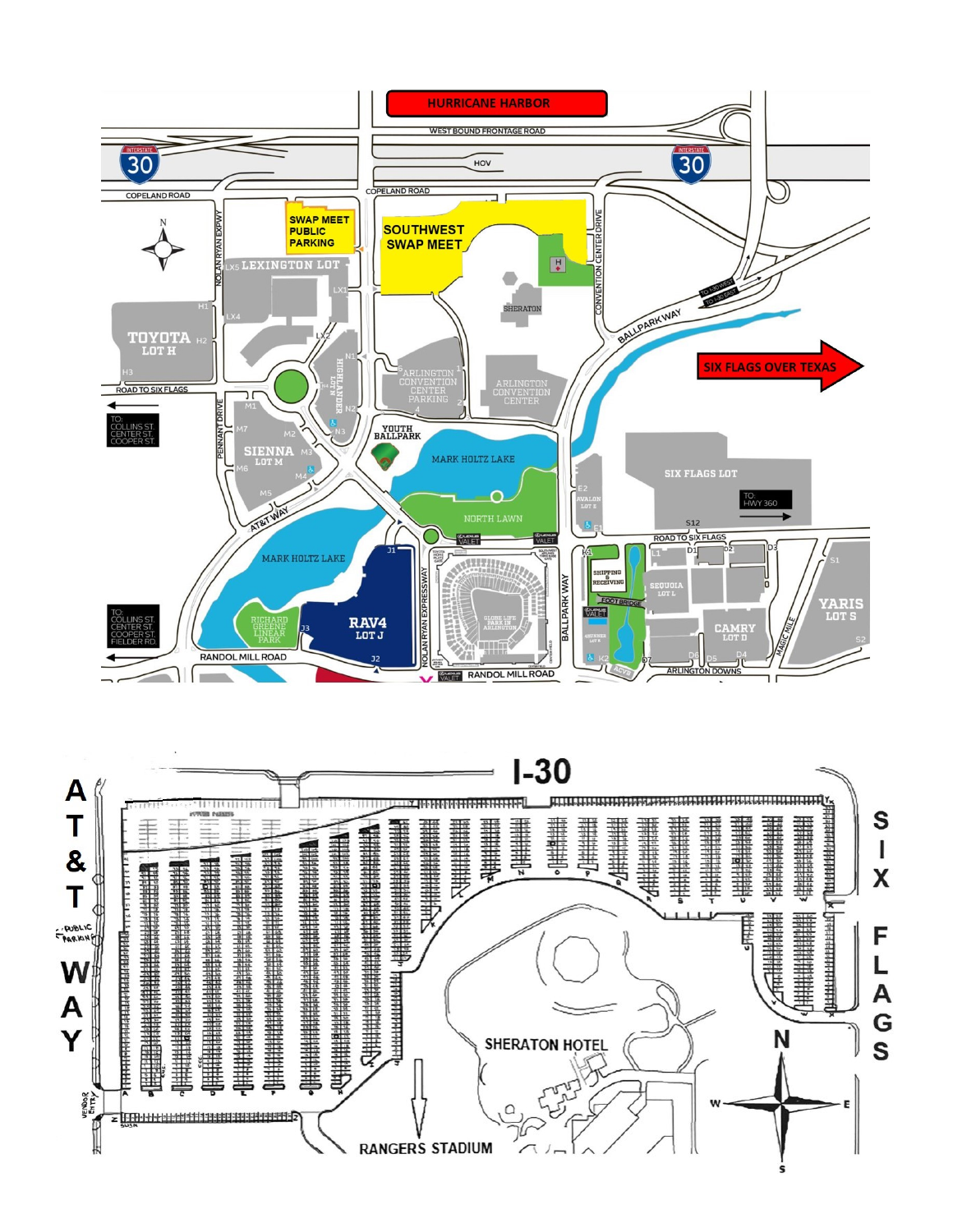HURRICANE HARBOR

WEST BOUND FRONTAGE ROAD

INTERSTATE 30

HOV

INTERSTATE 30

COPELAND ROAD

COPELAND ROAD

N

SWAP MEET PUBLIC PARKING

SOUTHWEST SWAP MEET

NOLAN RYAN EXPWY

LX5 LEXINGTON LOT

LX1

LX4

LX2

H1

TOYOTA LOT H

H2

H3

SHERATON

CONVENTION CENTER DRIVE

BALLPARK WAY

TO I-30 WEST

TO I-30 EAST

SIX FLAGS OVER TEXAS

N1

HIGHLANDER LOT N

N4

N2

N3

ARLINGTON CONVENTION CENTER PARKING

ARLINGTON CONVENTION CENTER

ROAD TO SIX FLAGS

TO: COLLINS ST. CENTER ST. COOPER ST.

PENNANT DRIVE

M1

M7

M2

SIENNA LOT M

M3

M6

M4

M5

YOUTH BALLPARK

MARK HOLTZ LAKE

NORTH LAWN

AT&T WAY

E2

AVALON LOT E

E1

SIX FLAGS LOT

TO: HWY 360

S12

ROAD TO SIX FLAGS

D1

D2

D3

S1

MARK HOLTZ LAKE

J1

VALET

VALET

K1

SHIPPING & RECEIVING

SEQUOIA LOT L

YARIS LOT S

FOOTBRIDGE

TO: COLLINS ST. CENTER ST. COOPER ST. FIELDER RD.

RICHARD GREENE LINEAR PARK

J3

RAV4 LOT J

NOLAN RYAN EXPRESSWAY

GLOBE LIFE PARK IN ARLINGTON

BALLPARK WAY

VALET

4RUNNER LOT K

CAMRY LOT D

MAGIC MILE

S2

RANDOL MILL ROAD

J2

VALET

RANDOL MILL ROAD

K2

D7

D6

D5

D4

ARLINGTON DOWNS

I-30

AT&T WAY

PUBLIC PARKING

VENDOR ENTRY

SIX FLAGS

A B C D E F G H

J K L M N O P Q R S T U V W X Y Z

SHERATON HOTEL

RANGERS STADIUM

N

W

E

S